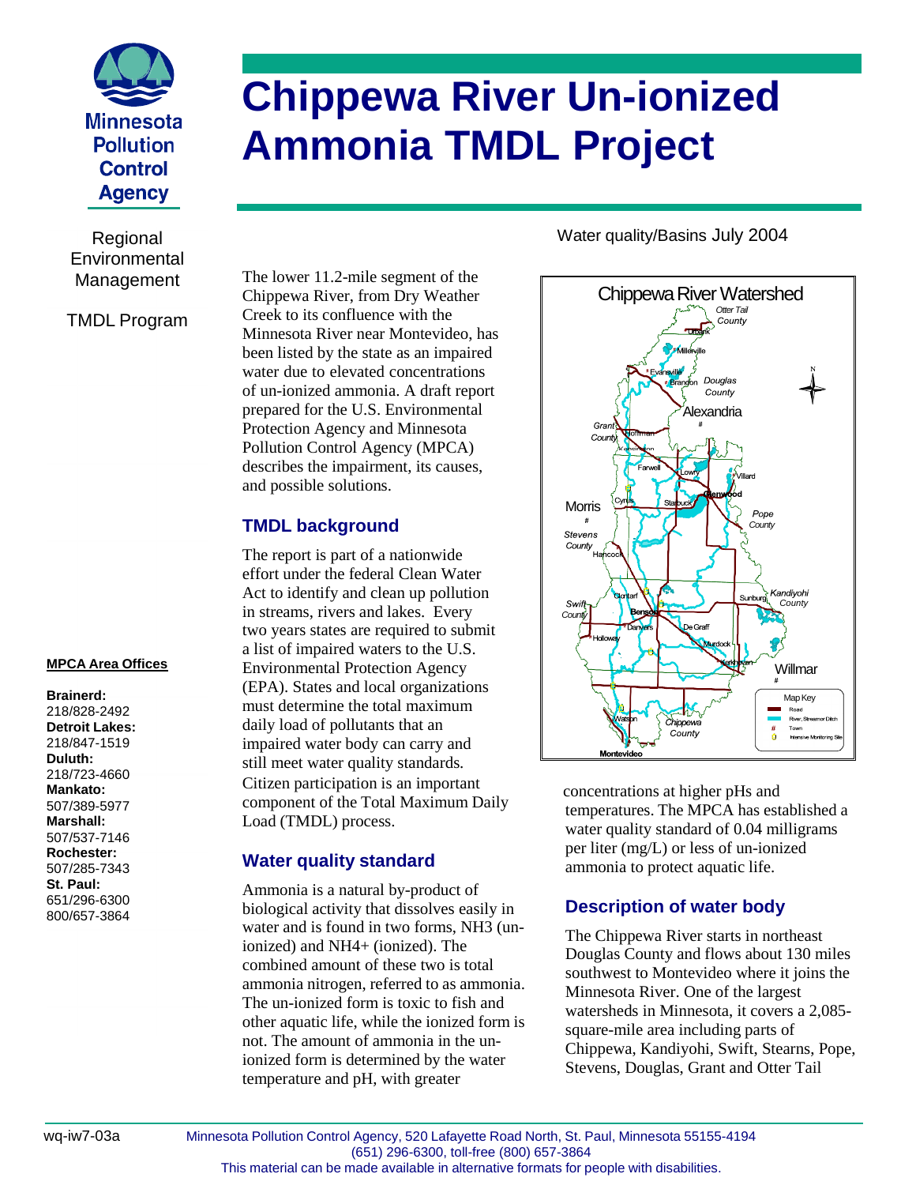Minnesota Pollution Control Agency

# Chippewa River Un-ionized Ammonia TMDL Project

Regional Environmental Management

TMDL Program

Water quality/Basins July 2004

The lower 11.2-mile segment of the Chippewa River, from Dry Weather Creek to its confluence with the Minnesota River near Montevideo, has been listed by the state as an impaired water due to elevated concentrations of un-ionized ammonia. A draft report prepared for the U.S. Environmental Protection Agency and Minnesota Pollution Control Agency (MPCA) describes the impairment, its causes, and possible solutions.

## TMDL background

The report is part of a nationwide effort under the federal Clean Water Act to identify and clean up pollution in streams, rivers and lakes. Every two years states are required to submit a list of impaired waters to the U.S. Environmental Protection Agency (EPA). States and local organizations must determine the total maximum daily load of pollutants that an impaired water body can carry and still meet water quality standards. Citizen participation is an important component of the Total Maximum Daily Load (TMDL) process.

## Water quality standard

Ammonia is a natural by-product of biological activity that dissolves easily in water and is found in two forms, $NH_3$ (un-ionized) and $NH_4^+$ (ionized). The combined amount of these two is total ammonia nitrogen, referred to as ammonia. The un-ionized form is toxic to fish and other aquatic life, while the ionized form is not. The amount of ammonia in the un-ionized form is determined by the water temperature and pH, with greater concentrations at higher pHs and temperatures. The MPCA has established a water quality standard of 0.04 milligrams per liter (mg/L) or less of un-ionized ammonia to protect aquatic life.

## Description of water body

The Chippewa River starts in northeast Douglas County and flows about 130 miles southwest to Montevideo where it joins the Minnesota River. One of the largest watersheds in Minnesota, it covers a 2,085-square-mile area including parts of Chippewa, Kandiyohi, Swift, Stearns, Pope, Stevens, Douglas, Grant and Otter Tail

**MPCA Area Offices**

**Brainerd:**
218/828-2492
**Detroit Lakes:**
218/847-1519
**Duluth:**
218/723-4660
**Mankato:**
507/389-5977
**Marshall:**
507/537-7146
**Rochester:**
507/285-7343
**St. Paul:**
651/296-6300
800/657-3864

wq-iw7-03a

Minnesota Pollution Control Agency, 520 Lafayette Road North, St. Paul, Minnesota 55155-4194
(651) 296-6300, toll-free (800) 657-3864
This material can be made available in alternative formats for people with disabilities.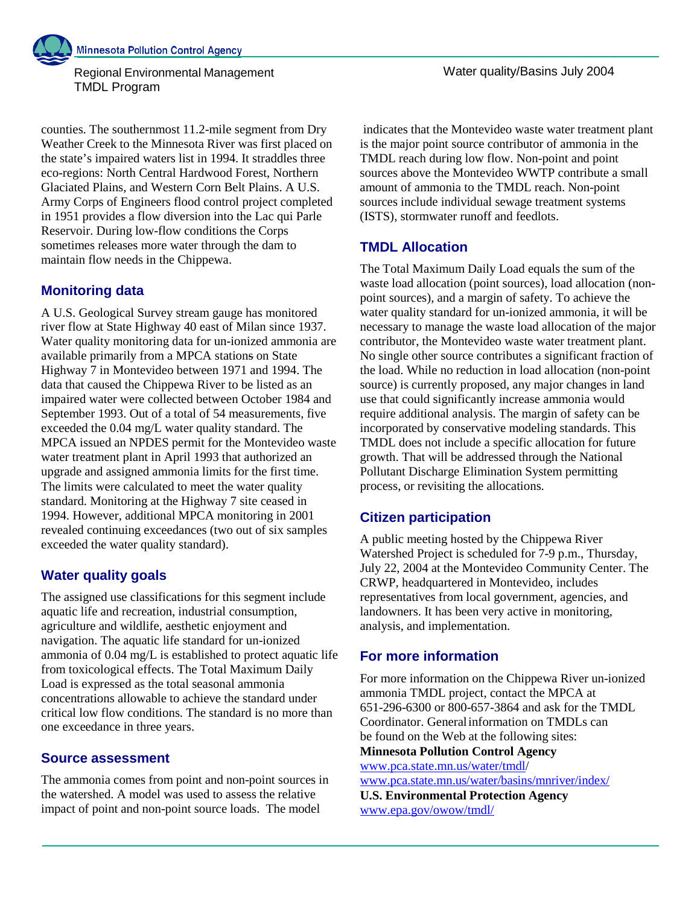counties. The southernmost 11.2-mile segment from Dry Weather Creek to the Minnesota River was first placed on the state's impaired waters list in 1994. It straddles three eco-regions: North Central Hardwood Forest, Northern Glaciated Plains, and Western Corn Belt Plains. A U.S. Army Corps of Engineers flood control project completed in 1951 provides a flow diversion into the Lac qui Parle Reservoir. During low-flow conditions the Corps sometimes releases more water through the dam to maintain flow needs in the Chippewa.

## Monitoring data

A U.S. Geological Survey stream gauge has monitored river flow at State Highway 40 east of Milan since 1937. Water quality monitoring data for un-ionized ammonia are available primarily from a MPCA stations on State Highway 7 in Montevideo between 1971 and 1994. The data that caused the Chippewa River to be listed as an impaired water were collected between October 1984 and September 1993. Out of a total of 54 measurements, five exceeded the 0.04 mg/L water quality standard. The MPCA issued an NPDES permit for the Montevideo waste water treatment plant in April 1993 that authorized an upgrade and assigned ammonia limits for the first time. The limits were calculated to meet the water quality standard. Monitoring at the Highway 7 site ceased in 1994. However, additional MPCA monitoring in 2001 revealed continuing exceedances (two out of six samples exceeded the water quality standard).

## Water quality goals

The assigned use classifications for this segment include aquatic life and recreation, industrial consumption, agriculture and wildlife, aesthetic enjoyment and navigation. The aquatic life standard for un-ionized ammonia of 0.04 mg/L is established to protect aquatic life from toxicological effects. The Total Maximum Daily Load is expressed as the total seasonal ammonia concentrations allowable to achieve the standard under critical low flow conditions. The standard is no more than one exceedance in three years.

## Source assessment

The ammonia comes from point and non-point sources in the watershed. A model was used to assess the relative impact of point and non-point source loads. The model indicates that the Montevideo waste water treatment plant is the major point source contributor of ammonia in the TMDL reach during low flow. Non-point and point sources above the Montevideo WWTP contribute a small amount of ammonia to the TMDL reach. Non-point sources include individual sewage treatment systems (ISTS), stormwater runoff and feedlots.

## TMDL Allocation

The Total Maximum Daily Load equals the sum of the waste load allocation (point sources), load allocation (non-point sources), and a margin of safety. To achieve the water quality standard for un-ionized ammonia, it will be necessary to manage the waste load allocation of the major contributor, the Montevideo waste water treatment plant. No single other source contributes a significant fraction of the load. While no reduction in load allocation (non-point source) is currently proposed, any major changes in land use that could significantly increase ammonia would require additional analysis. The margin of safety can be incorporated by conservative modeling standards. This TMDL does not include a specific allocation for future growth. That will be addressed through the National Pollutant Discharge Elimination System permitting process, or revisiting the allocations.

## Citizen participation

A public meeting hosted by the Chippewa River Watershed Project is scheduled for 7-9 p.m., Thursday, July 22, 2004 at the Montevideo Community Center. The CRWP, headquartered in Montevideo, includes representatives from local government, agencies, and landowners. It has been very active in monitoring, analysis, and implementation.

## For more information

For more information on the Chippewa River un-ionized ammonia TMDL project, contact the MPCA at 651-296-6300 or 800-657-3864 and ask for the TMDL Coordinator. General information on TMDLs can be found on the Web at the following sites:

**Minnesota Pollution Control Agency**
www.pca.state.mn.us/water/tmdl/
www.pca.state.mn.us/water/basins/mnriver/index/

**U.S. Environmental Protection Agency**
www.epa.gov/owow/tmdl/